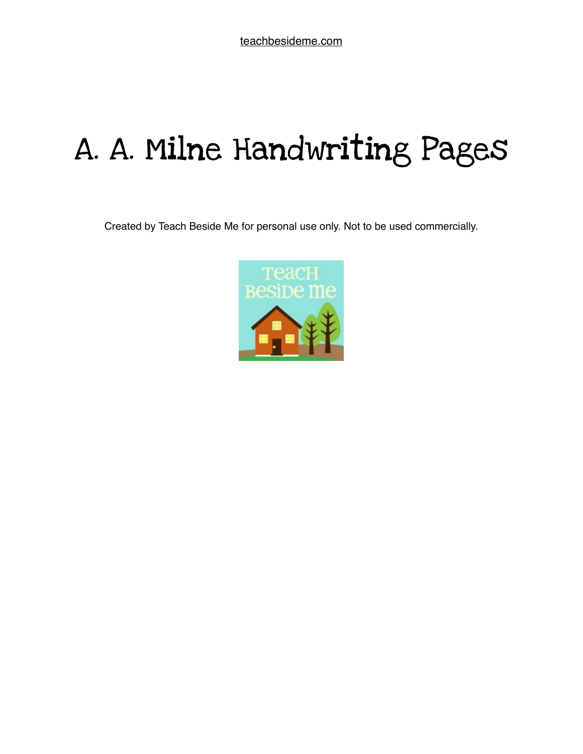teachbesideme.com

# A. A. Milne Handwriting Pages

Created by Teach Beside Me for personal use only. Not to be used commercially.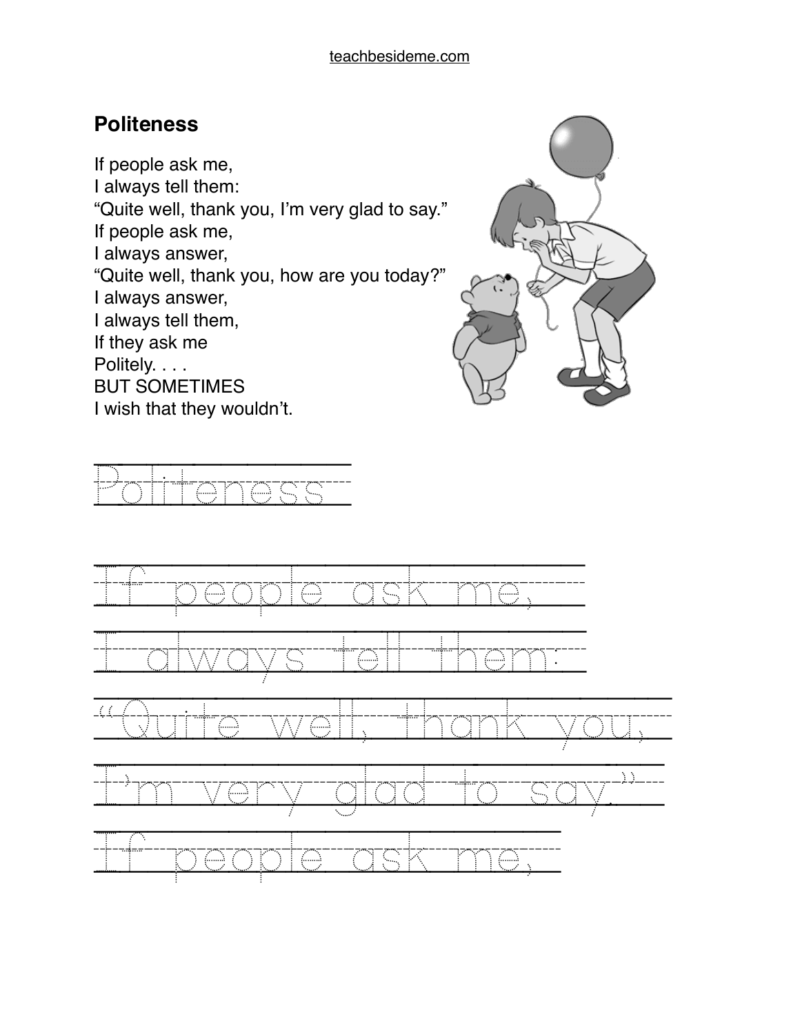## Politeness

If people ask me,
I always tell them:
“Quite well, thank you, I’m very glad to say.”
If people ask me,
I always answer,
“Quite well, thank you, how are you today?”
I always answer,
I always tell them,
If they ask me
Politely. . . .
BUT SOMETIMES
I wish that they wouldn’t.

Politeness

If people ask me,

I always tell them:

“Quite well, thank you,

I’m very glad to say.”

If people ask me,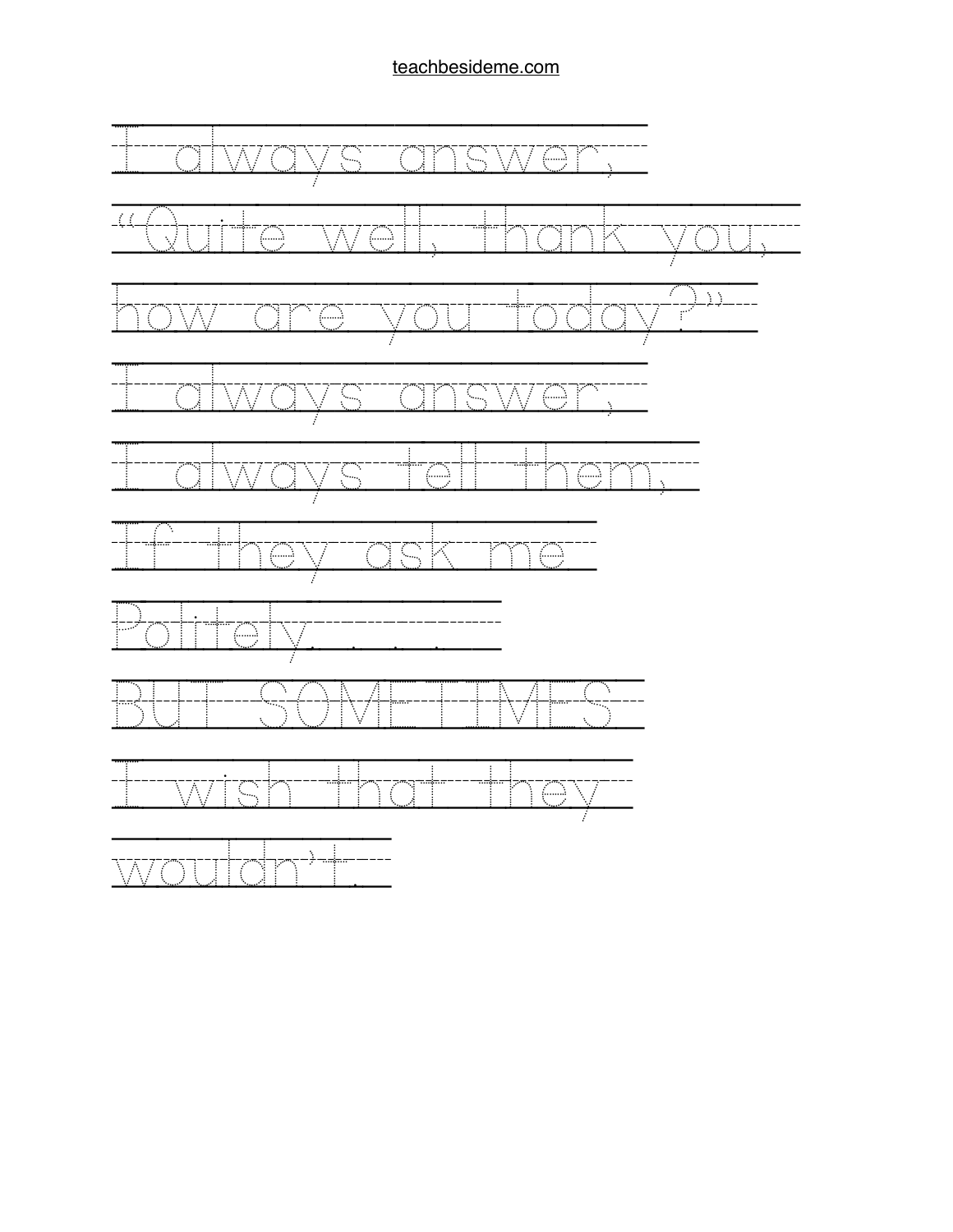I always answer,

"Quite well, thank you,

how are you today?"

I always answer,

I always tell them,

If they ask me

Politely. . . . .

BUT SOMETIMES

I wish that they

wouldn't.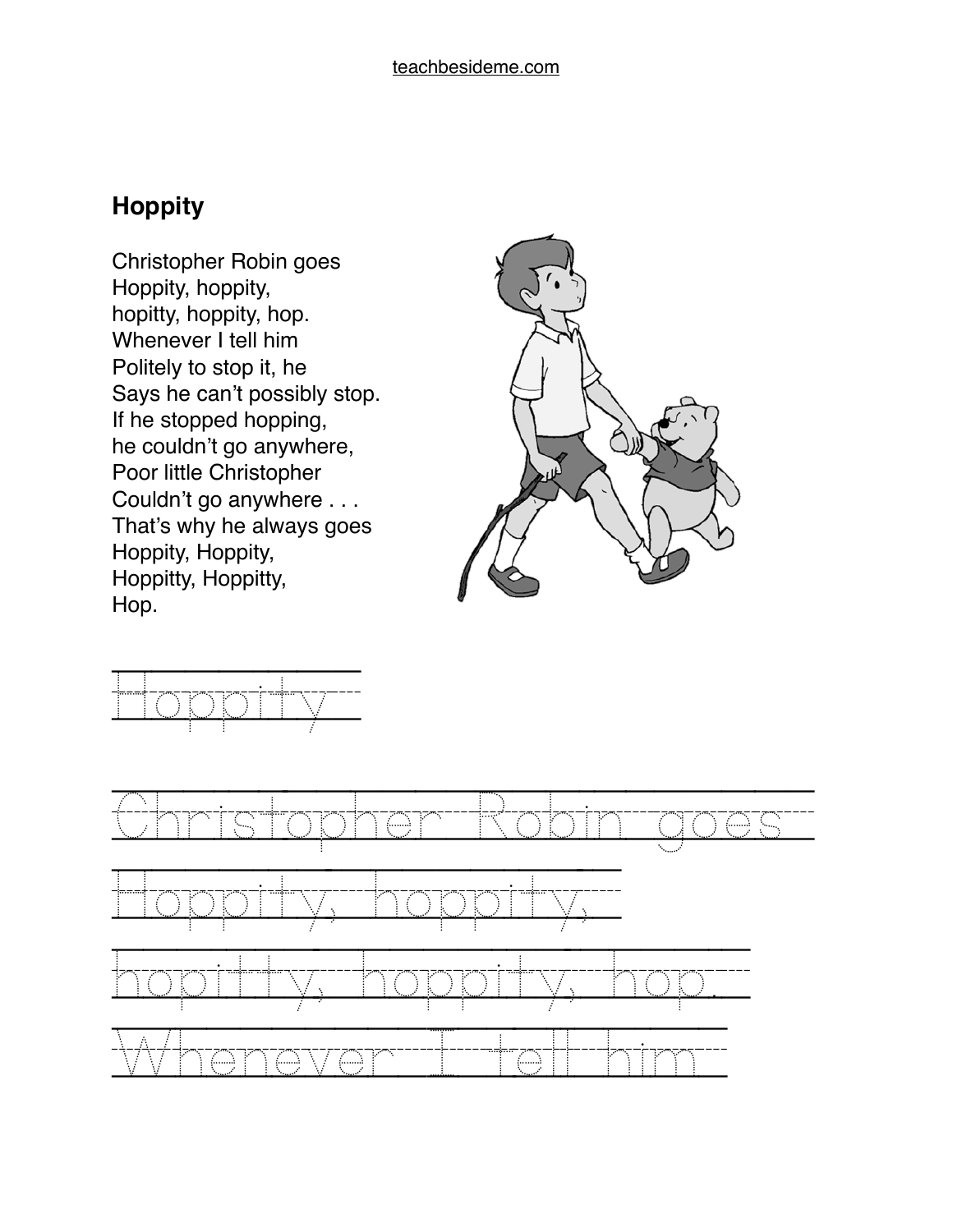## Hoppity

Christopher Robin goes
Hoppity, hoppity,
hopitty, hoppity, hop.
Whenever I tell him
Politely to stop it, he
Says he can't possibly stop.
If he stopped hopping,
he couldn't go anywhere,
Poor little Christopher
Couldn't go anywhere . . .
That's why he always goes
Hoppity, Hoppity,
Hoppitty, Hoppitty,
Hop.

Hoppity

Christopher Robin goes

Hoppity, hoppity,

hopitty, hoppity, hop.

Whenever I tell him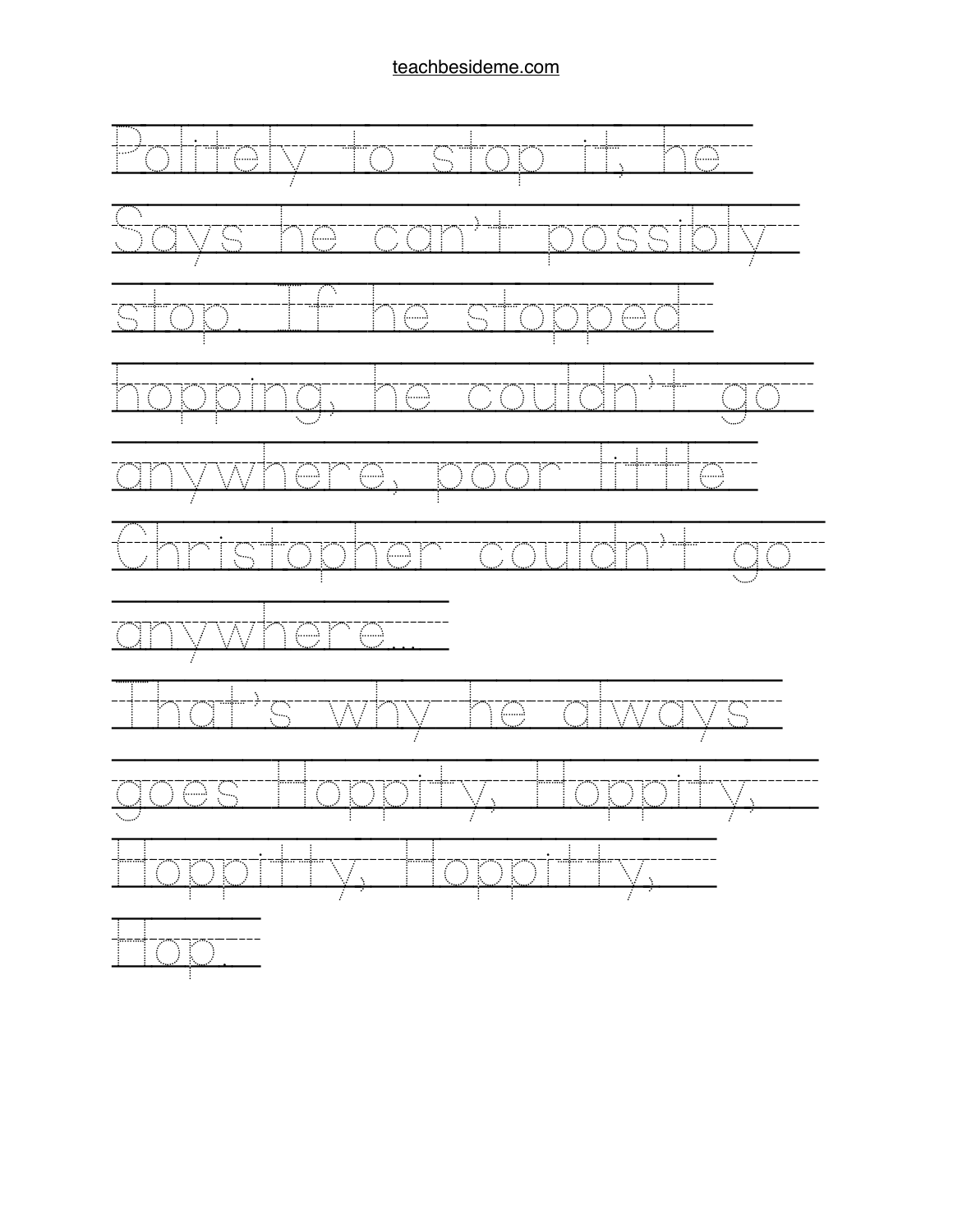Politely to stop it, he
Says he can't possibly
stop. If he stopped
hopping, he couldn't go
anywhere, poor little
Christopher couldn't go
anywhere...
That's why he always
goes Hoppity, Hoppity,
Hoppitty, Hoppitty,
Hop.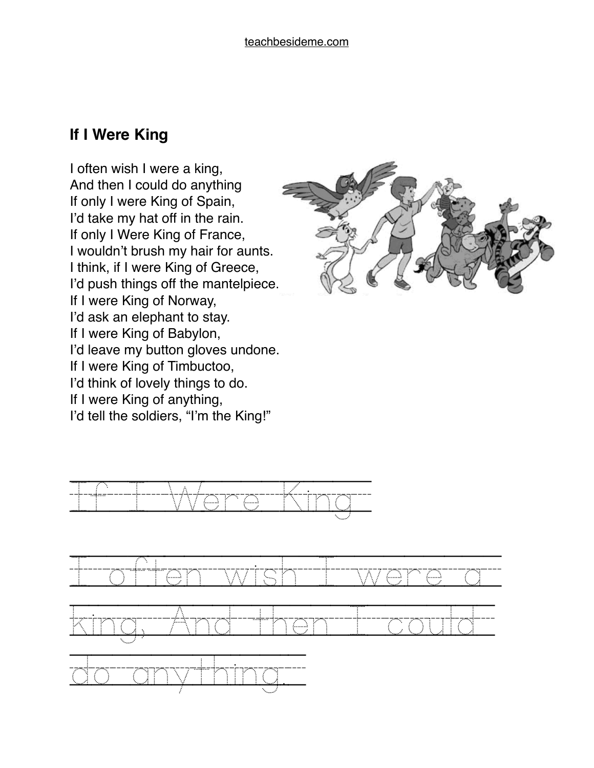## If I Were King

I often wish I were a king,
And then I could do anything
If only I were King of Spain,
I'd take my hat off in the rain.
If only I Were King of France,
I wouldn't brush my hair for aunts.
I think, if I were King of Greece,
I'd push things off the mantelpiece.
If I were King of Norway,
I'd ask an elephant to stay.
If I were King of Babylon,
I'd leave my button gloves undone.
If I were King of Timbuctoo,
I'd think of lovely things to do.
If I were King of anything,
I'd tell the soldiers, "I'm the King!"

If I Were King

I often wish I were a
king, And then I could
do anything.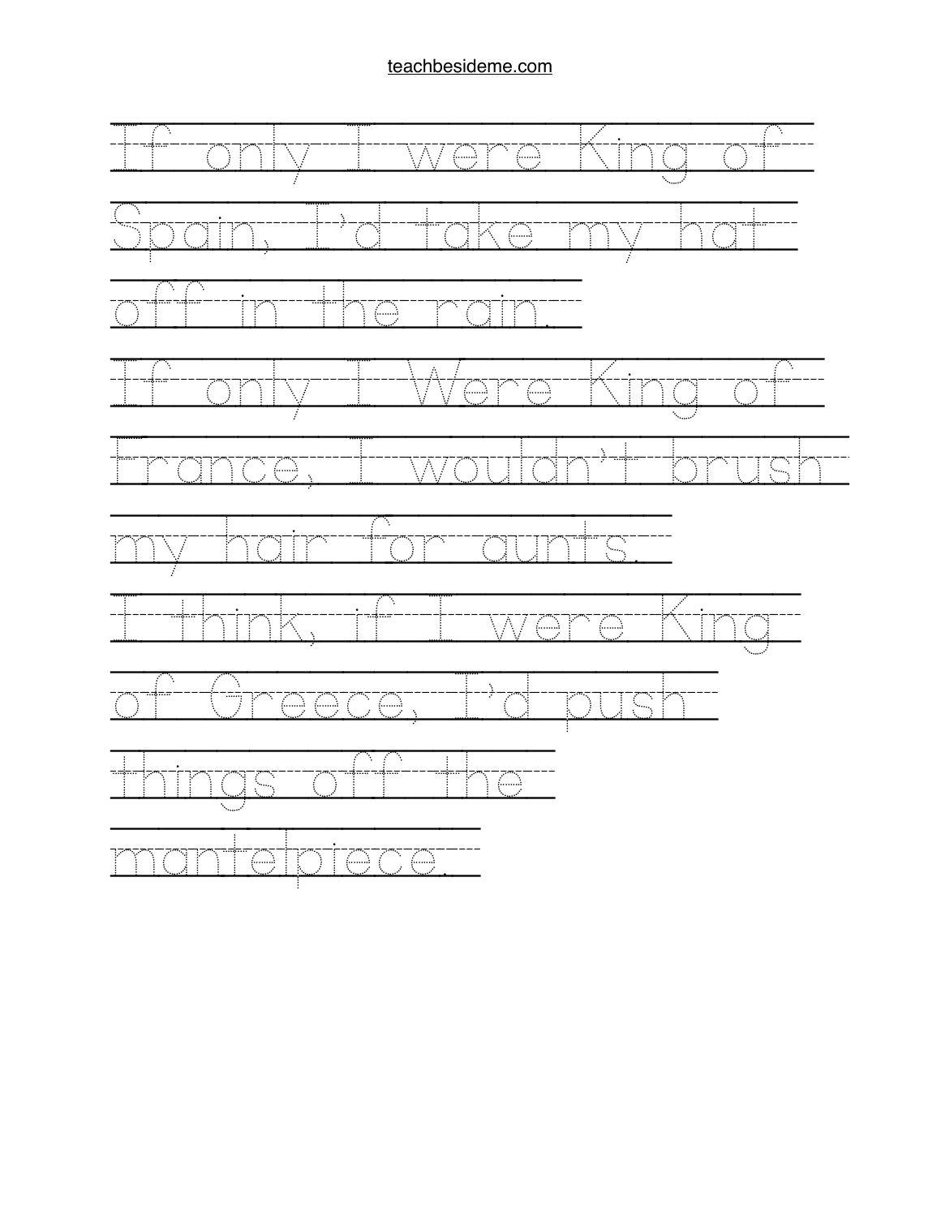If only I were King of
Spain, I'd take my hat
off in the rain.
If only I Were King of
France, I wouldn't brush
my hair for aunts.
I think, if I were King
of Greece, I'd push
things off the
mantelpiece.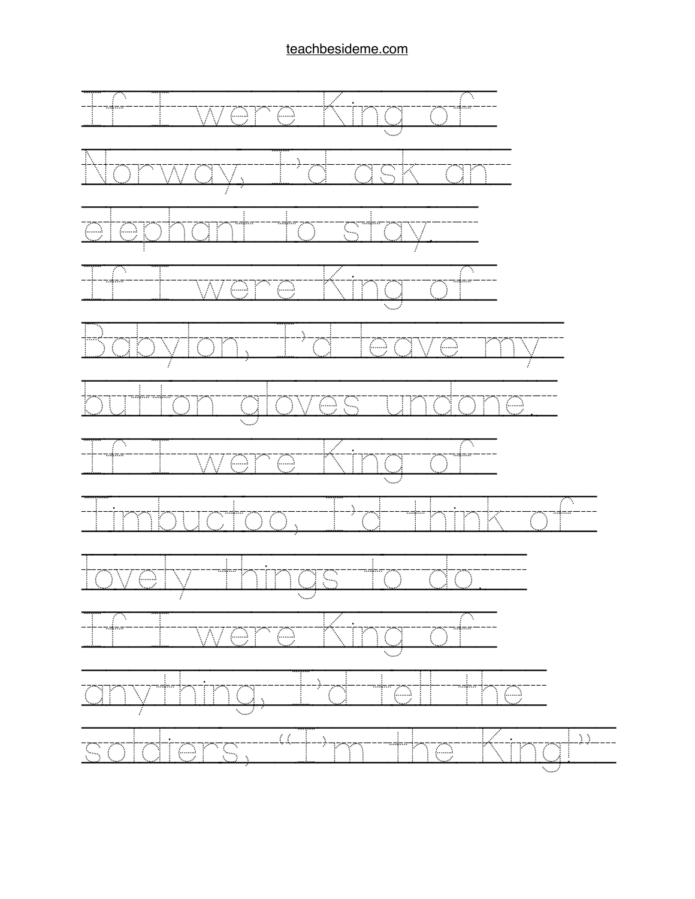If I were King of
Norway, I'd ask an
elephant to stay.
If I were King of
Babylon, I'd leave my
button gloves undone.
If I were King of
Timbuctoo, I'd think of
lovely things to do.
If I were King of
anything, I'd tell the
soldiers, "I'm the King!"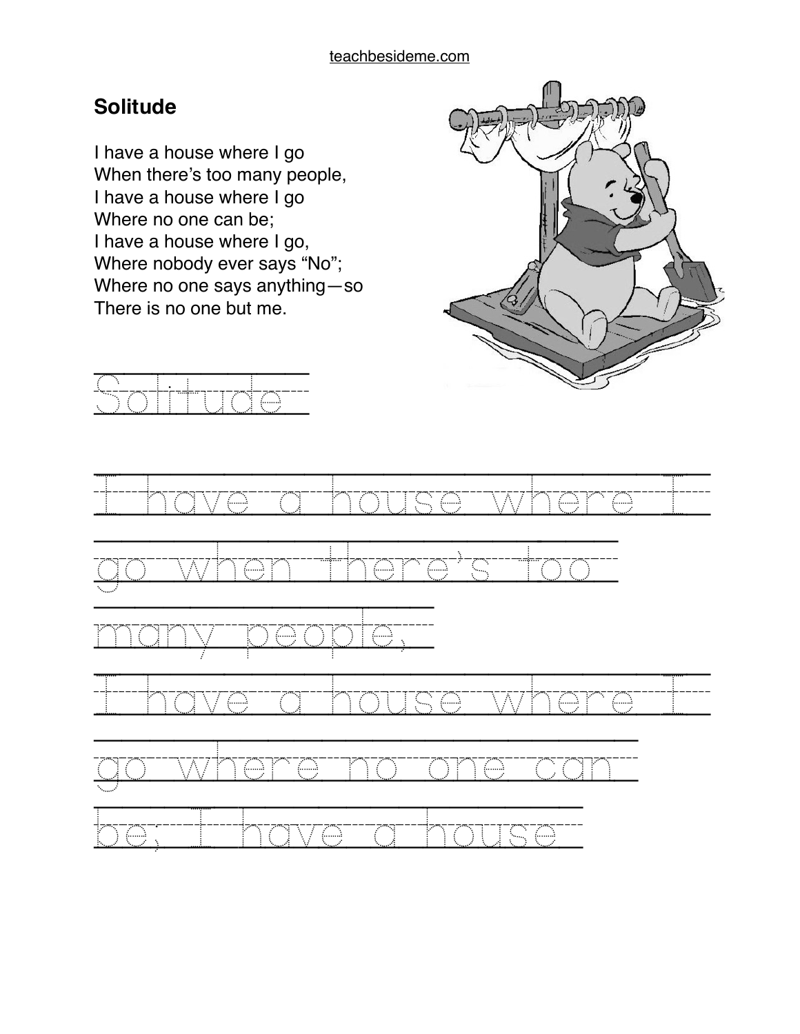## Solitude

I have a house where I go
When there's too many people,
I have a house where I go
Where no one can be;
I have a house where I go,
Where nobody ever says "No";
Where no one says anything—so
There is no one but me.

Solitude

I have a house where I

go when there's too

many people,

I have a house where I

go where no one can

be; I have a house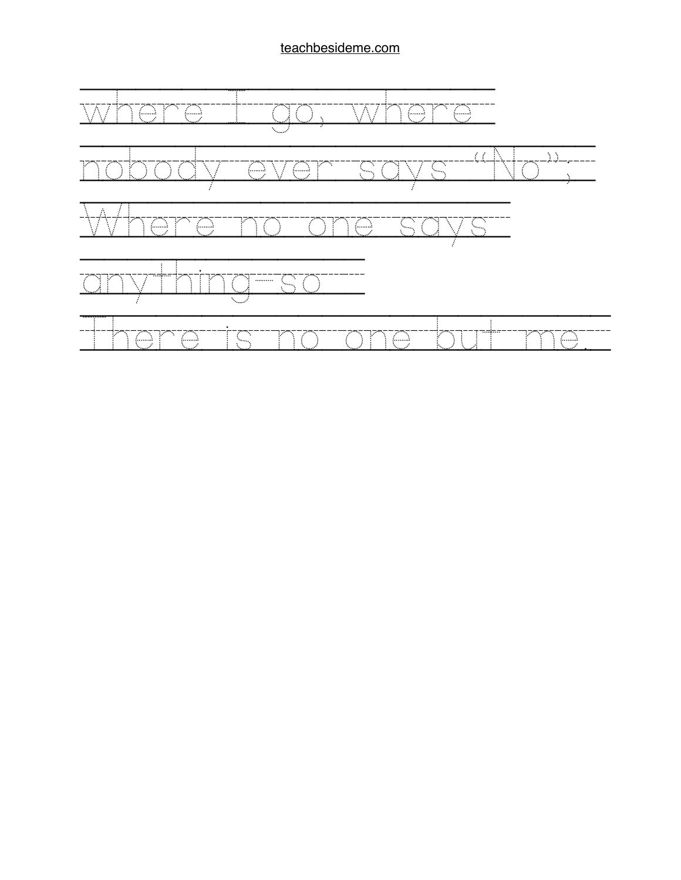where I go, where
nobody ever says "No";
Where no one says
anything-so
There is no one but me.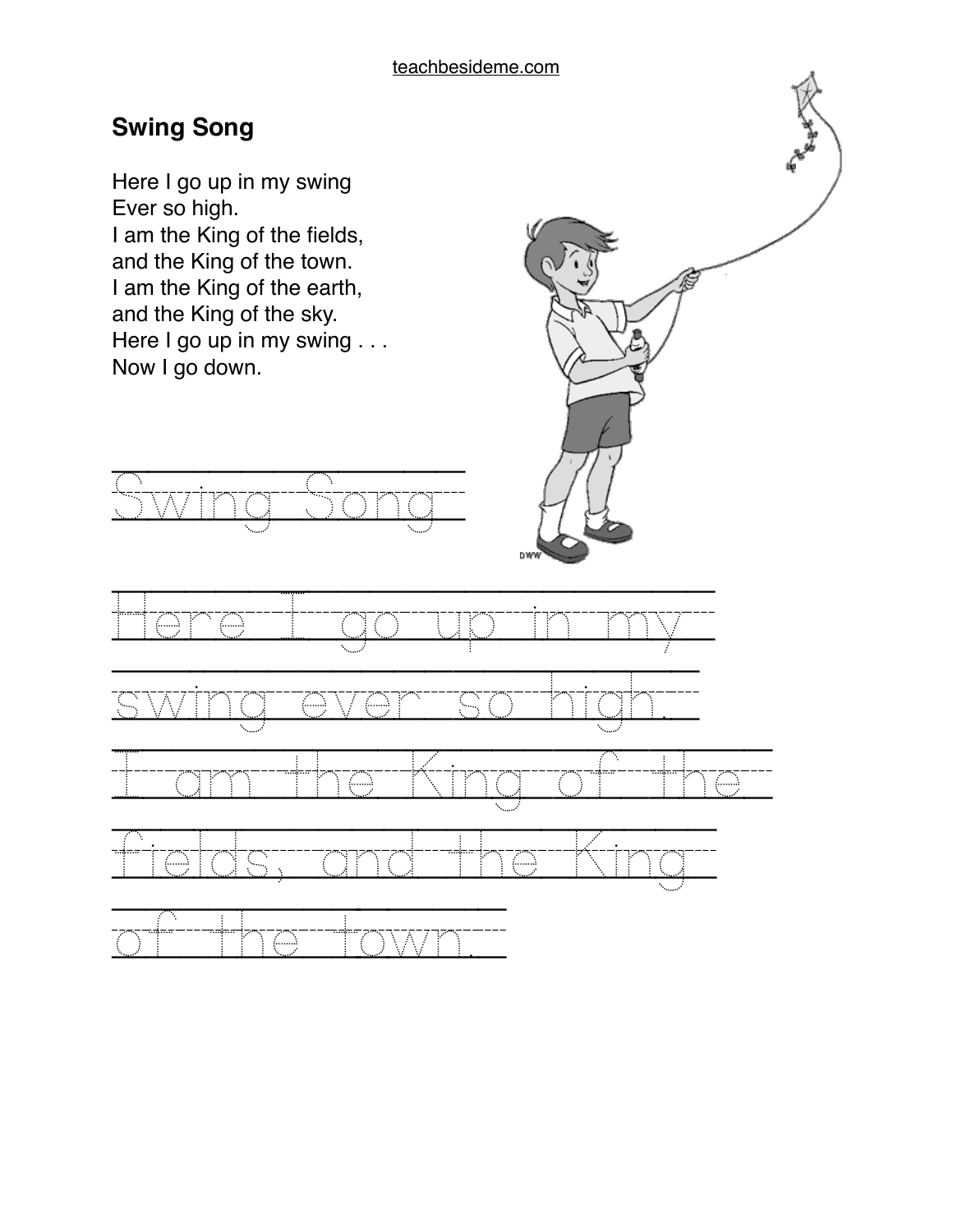## Swing Song

Here I go up in my swing
Ever so high.
I am the King of the fields,
and the King of the town.
I am the King of the earth,
and the King of the sky.
Here I go up in my swing . . .
Now I go down.

Swing Song

Here I go up in my
swing ever so high.
I am the King of the
fields, and the King
of the town.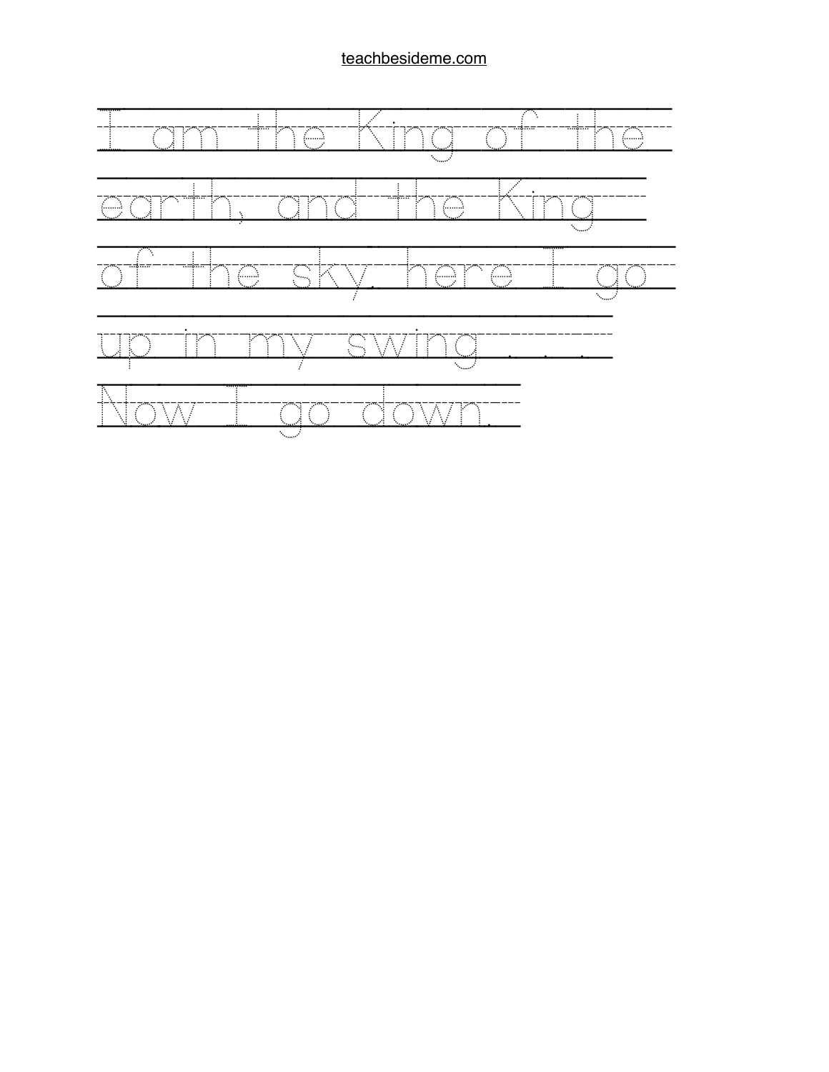I am the King of the earth, and the King of the sky. here I go up in my swing . . . . Now I go down.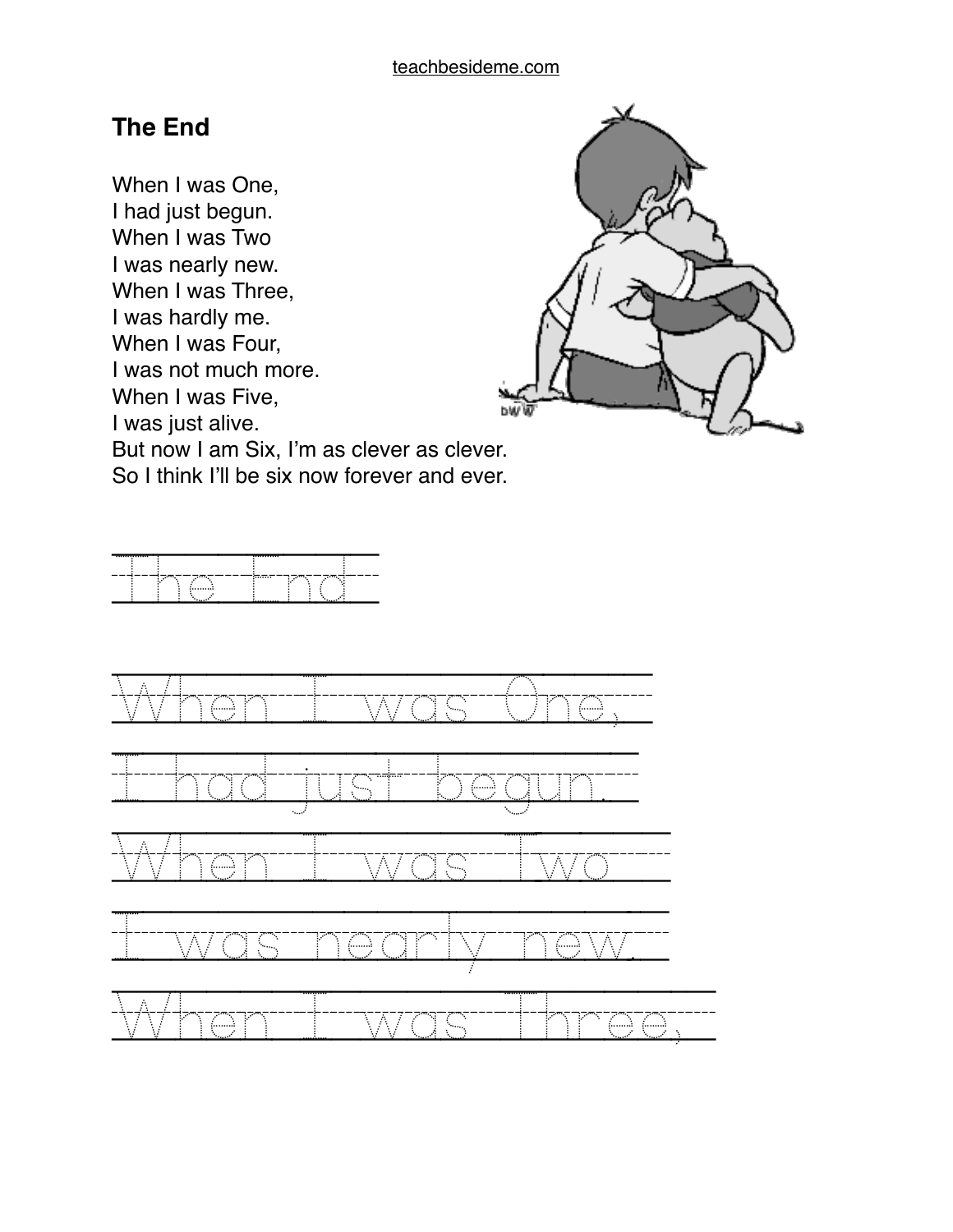## The End

When I was One,
I had just begun.
When I was Two
I was nearly new.
When I was Three,
I was hardly me.
When I was Four,
I was not much more.
When I was Five,
I was just alive.
But now I am Six, I'm as clever as clever.
So I think I'll be six now forever and ever.

The End

When I was One,

I had just begun.

When I was Two

I was nearly new.

When I was Three,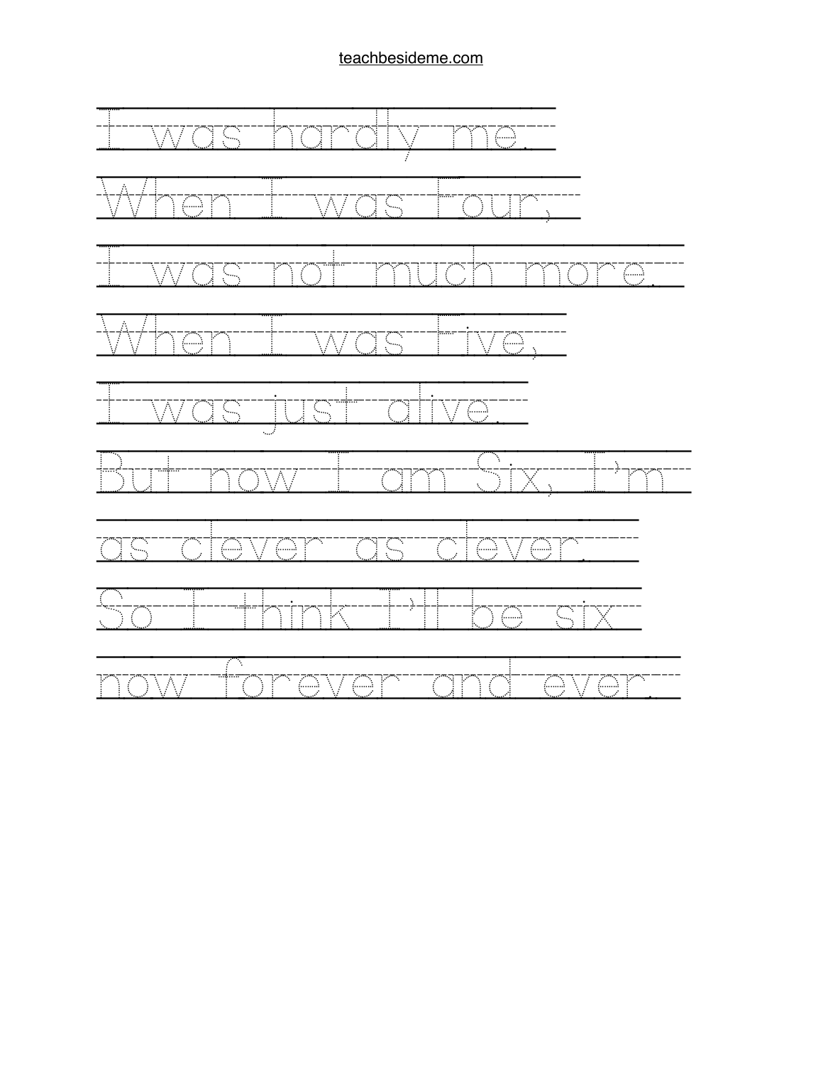teachbesideme.com

I was hardly me.

When I was Four,

I was not much more.

When I was Five,

I was just alive.

But now I am Six, I'm

as clever as clever.

So I think I'll be six

now forever and ever.